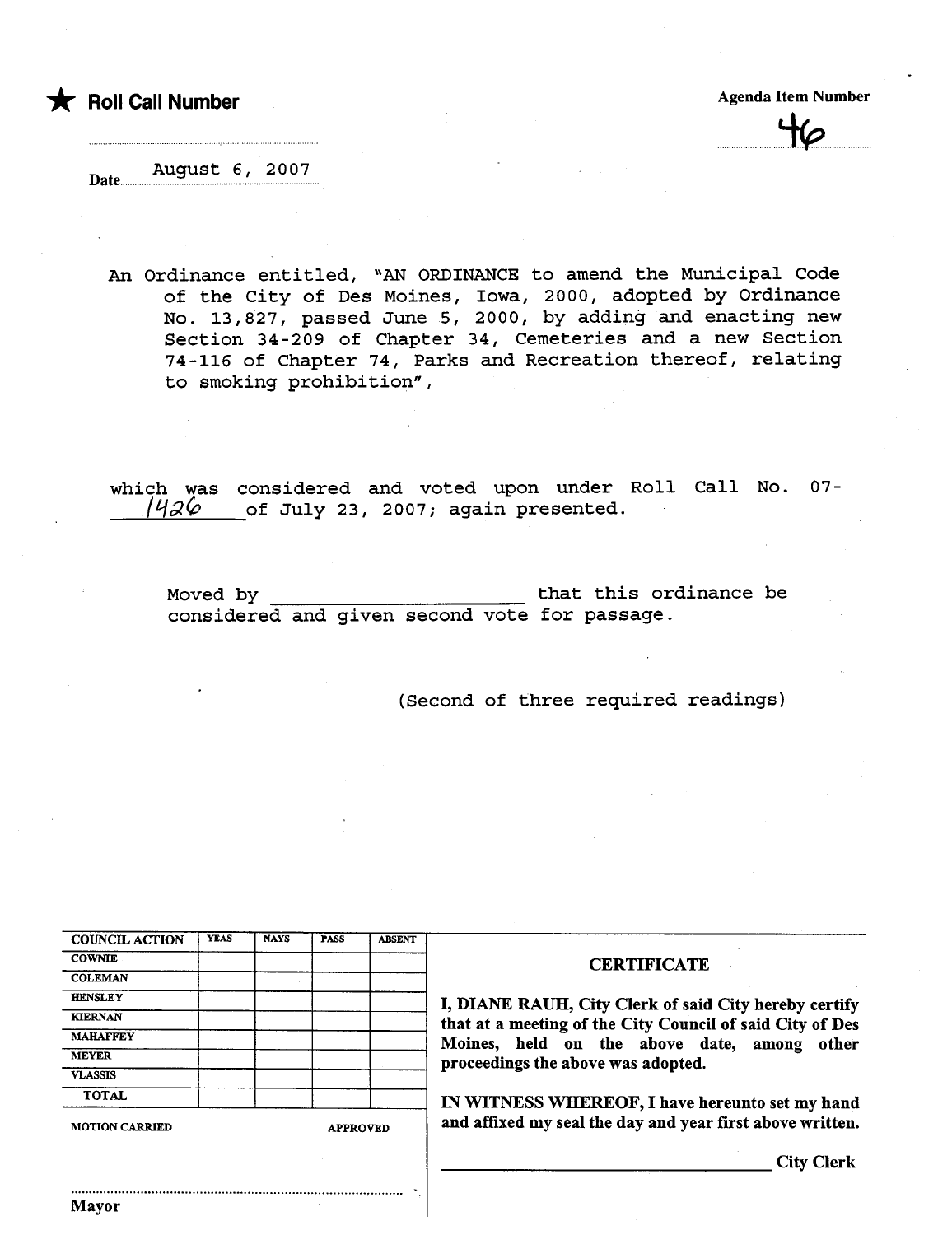★ **Roll Call Number**

**Agenda Item Number**

46

Date August 6, 2007

An Ordinance entitled, "AN ORDINANCE to amend the Municipal Code of the City of Des Moines, Iowa, 2000, adopted by Ordinance No. 13,827, passed June 5, 2000, by adding and enacting new Section 34-209 of Chapter 34, Cemeteries and a new Section 74-116 of Chapter 74, Parks and Recreation thereof, relating to smoking prohibition",

which was considered and voted upon under Roll Call No. 07-1426 of July 23, 2007; again presented.

Moved by ______________________ that this ordinance be considered and given second vote for passage.

(Second of three required readings)

| COUNCIL ACTION | YEAS | NAYS | PASS | ABSENT |
|---|---|---|---|---|
| COWNIE | | | | |
| COLEMAN | | | | |
| HENSLEY | | | | |
| KIERNAN | | | | |
| MAHAFFEY | | | | |
| MEYER | | | | |
| VLASSIS | | | | |
| TOTAL | | | | |

MOTION CARRIED APPROVED

..............................................................

Mayor

**CERTIFICATE**

**I, DIANE RAUH, City Clerk of said City hereby certify that at a meeting of the City Council of said City of Des Moines, held on the above date, among other proceedings the above was adopted.**

**IN WITNESS WHEREOF, I have hereunto set my hand and affixed my seal the day and year first above written.**

______________________________ City Clerk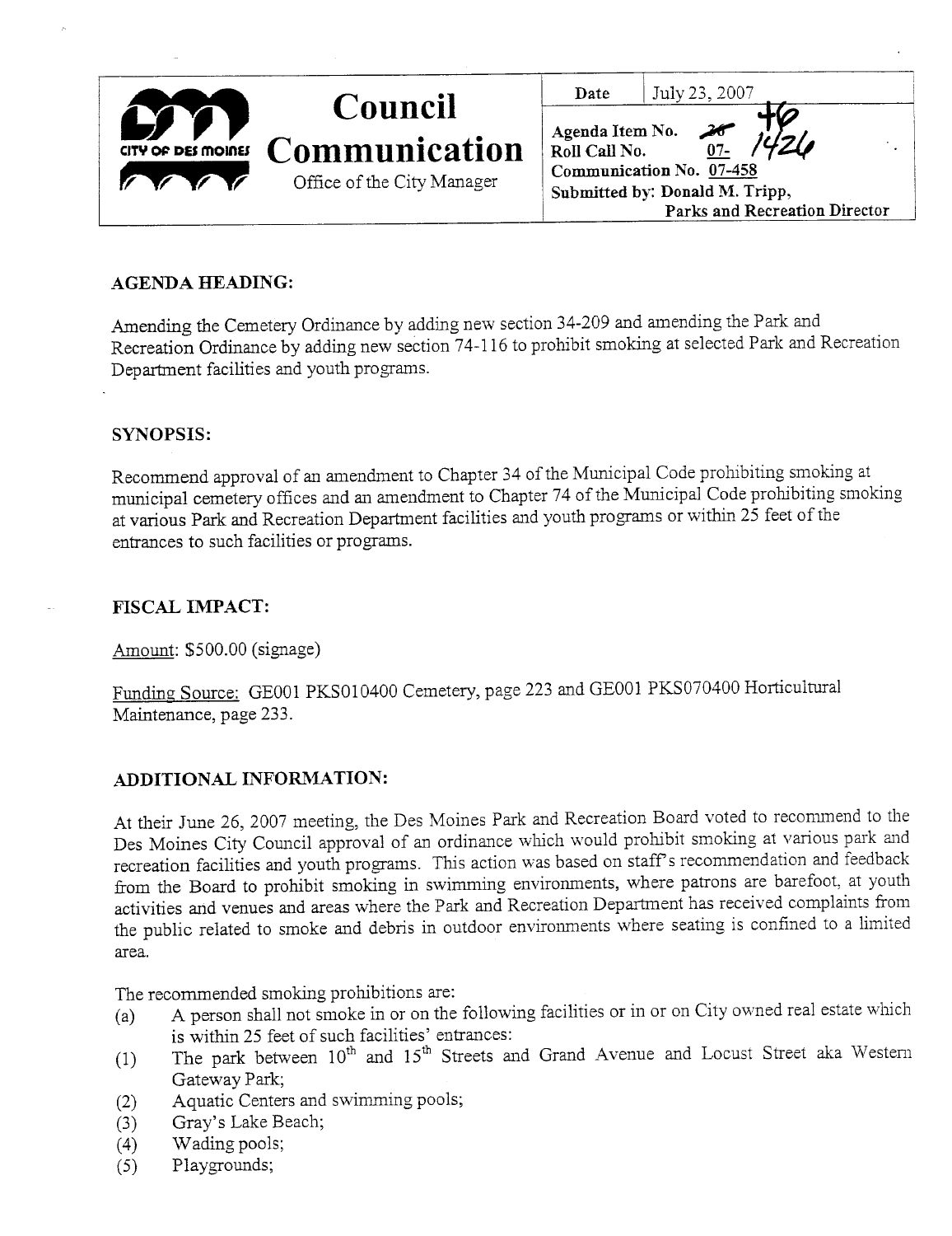# Council Communication

CITY OF DES MOINES

Office of the City Manager

| Date | July 23, 2007 |
|---|---|
| Agenda Item No. | ~~26~~ 46 |
| Roll Call No. | 07- 1426 |
| Communication No. | 07-458 |
| Submitted by: | Donald M. Tripp, Parks and Recreation Director |

## AGENDA HEADING:

Amending the Cemetery Ordinance by adding new section 34-209 and amending the Park and Recreation Ordinance by adding new section 74-116 to prohibit smoking at selected Park and Recreation Department facilities and youth programs.

## SYNOPSIS:

Recommend approval of an amendment to Chapter 34 of the Municipal Code prohibiting smoking at municipal cemetery offices and an amendment to Chapter 74 of the Municipal Code prohibiting smoking at various Park and Recreation Department facilities and youth programs or within 25 feet of the entrances to such facilities or programs.

## FISCAL IMPACT:

Amount: $500.00 (signage)

Funding Source: GE001 PKS010400 Cemetery, page 223 and GE001 PKS070400 Horticultural Maintenance, page 233.

## ADDITIONAL INFORMATION:

At their June 26, 2007 meeting, the Des Moines Park and Recreation Board voted to recommend to the Des Moines City Council approval of an ordinance which would prohibit smoking at various park and recreation facilities and youth programs. This action was based on staff's recommendation and feedback from the Board to prohibit smoking in swimming environments, where patrons are barefoot, at youth activities and venues and areas where the Park and Recreation Department has received complaints from the public related to smoke and debris in outdoor environments where seating is confined to a limited area.

The recommended smoking prohibitions are:

(a) A person shall not smoke in or on the following facilities or in or on City owned real estate which is within 25 feet of such facilities' entrances:

(1) The park between 10th and 15th Streets and Grand Avenue and Locust Street aka Western Gateway Park;

(2) Aquatic Centers and swimming pools;

(3) Gray's Lake Beach;

(4) Wading pools;

(5) Playgrounds;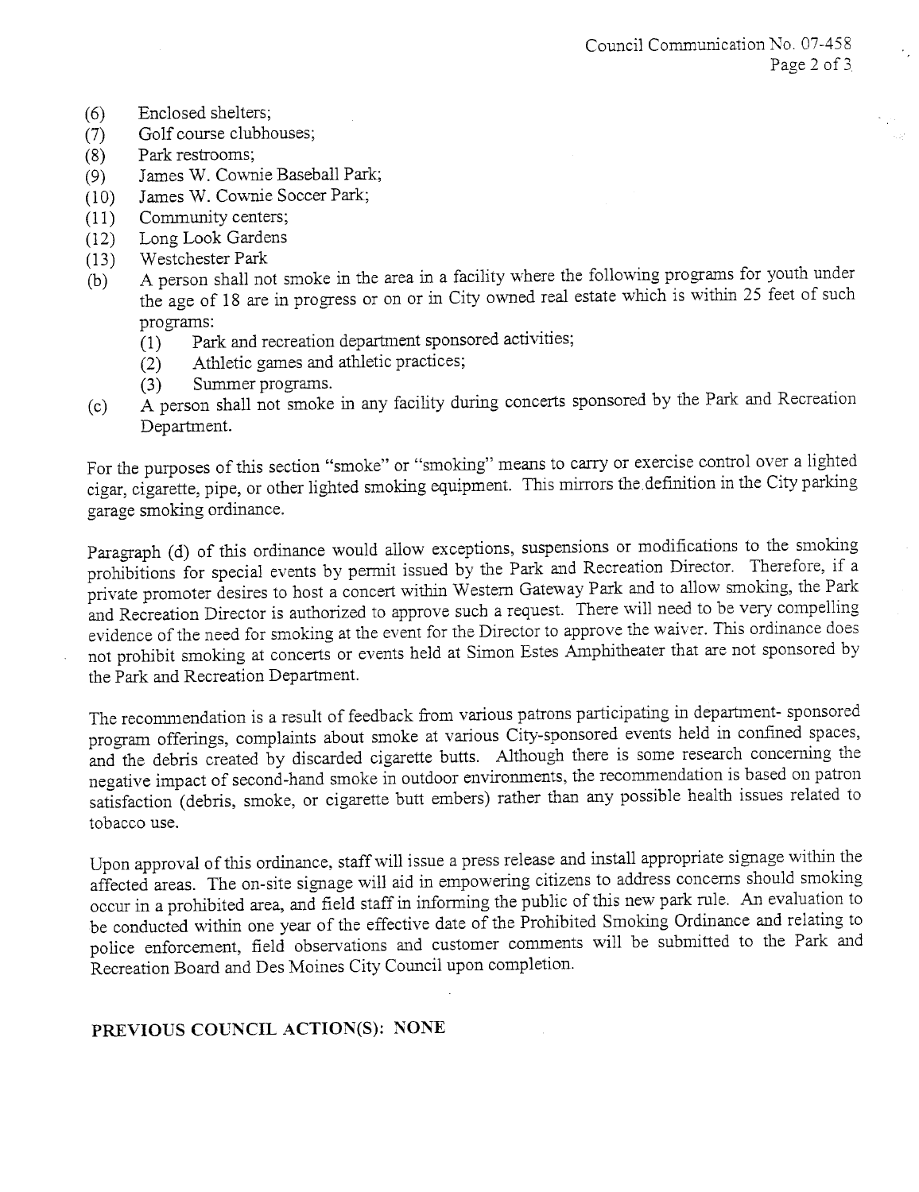(6) Enclosed shelters;
(7) Golf course clubhouses;
(8) Park restrooms;
(9) James W. Cownie Baseball Park;
(10) James W. Cownie Soccer Park;
(11) Community centers;
(12) Long Look Gardens
(13) Westchester Park

(b) A person shall not smoke in the area in a facility where the following programs for youth under the age of 18 are in progress or on or in City owned real estate which is within 25 feet of such programs:
  (1) Park and recreation department sponsored activities;
  (2) Athletic games and athletic practices;
  (3) Summer programs.

(c) A person shall not smoke in any facility during concerts sponsored by the Park and Recreation Department.

For the purposes of this section "smoke" or "smoking" means to carry or exercise control over a lighted cigar, cigarette, pipe, or other lighted smoking equipment. This mirrors the definition in the City parking garage smoking ordinance.

Paragraph (d) of this ordinance would allow exceptions, suspensions or modifications to the smoking prohibitions for special events by permit issued by the Park and Recreation Director. Therefore, if a private promoter desires to host a concert within Western Gateway Park and to allow smoking, the Park and Recreation Director is authorized to approve such a request. There will need to be very compelling evidence of the need for smoking at the event for the Director to approve the waiver. This ordinance does not prohibit smoking at concerts or events held at Simon Estes Amphitheater that are not sponsored by the Park and Recreation Department.

The recommendation is a result of feedback from various patrons participating in department- sponsored program offerings, complaints about smoke at various City-sponsored events held in confined spaces, and the debris created by discarded cigarette butts. Although there is some research concerning the negative impact of second-hand smoke in outdoor environments, the recommendation is based on patron satisfaction (debris, smoke, or cigarette butt embers) rather than any possible health issues related to tobacco use.

Upon approval of this ordinance, staff will issue a press release and install appropriate signage within the affected areas. The on-site signage will aid in empowering citizens to address concerns should smoking occur in a prohibited area, and field staff in informing the public of this new park rule. An evaluation to be conducted within one year of the effective date of the Prohibited Smoking Ordinance and relating to police enforcement, field observations and customer comments will be submitted to the Park and Recreation Board and Des Moines City Council upon completion.

**PREVIOUS COUNCIL ACTION(S): NONE**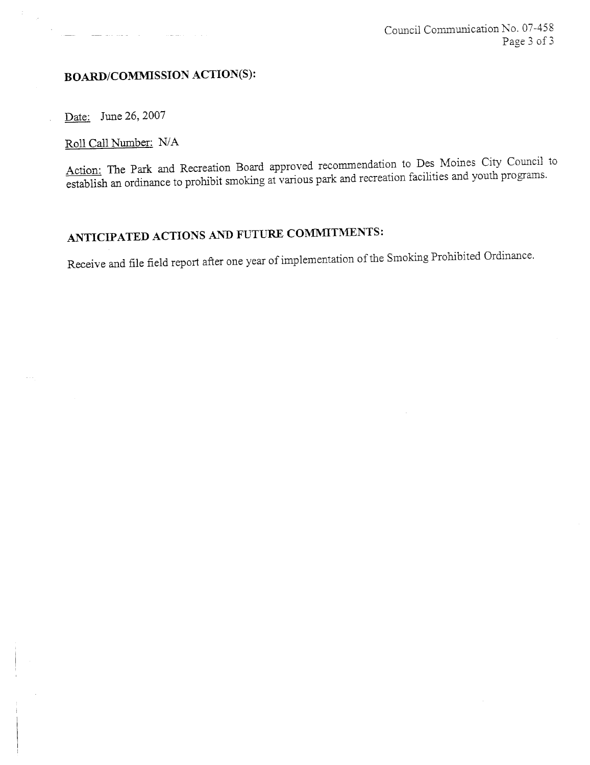## BOARD/COMMISSION ACTION(S):

Date: June 26, 2007

Roll Call Number: N/A

Action: The Park and Recreation Board approved recommendation to Des Moines City Council to establish an ordinance to prohibit smoking at various park and recreation facilities and youth programs.

## ANTICIPATED ACTIONS AND FUTURE COMMITMENTS:

Receive and file field report after one year of implementation of the Smoking Prohibited Ordinance.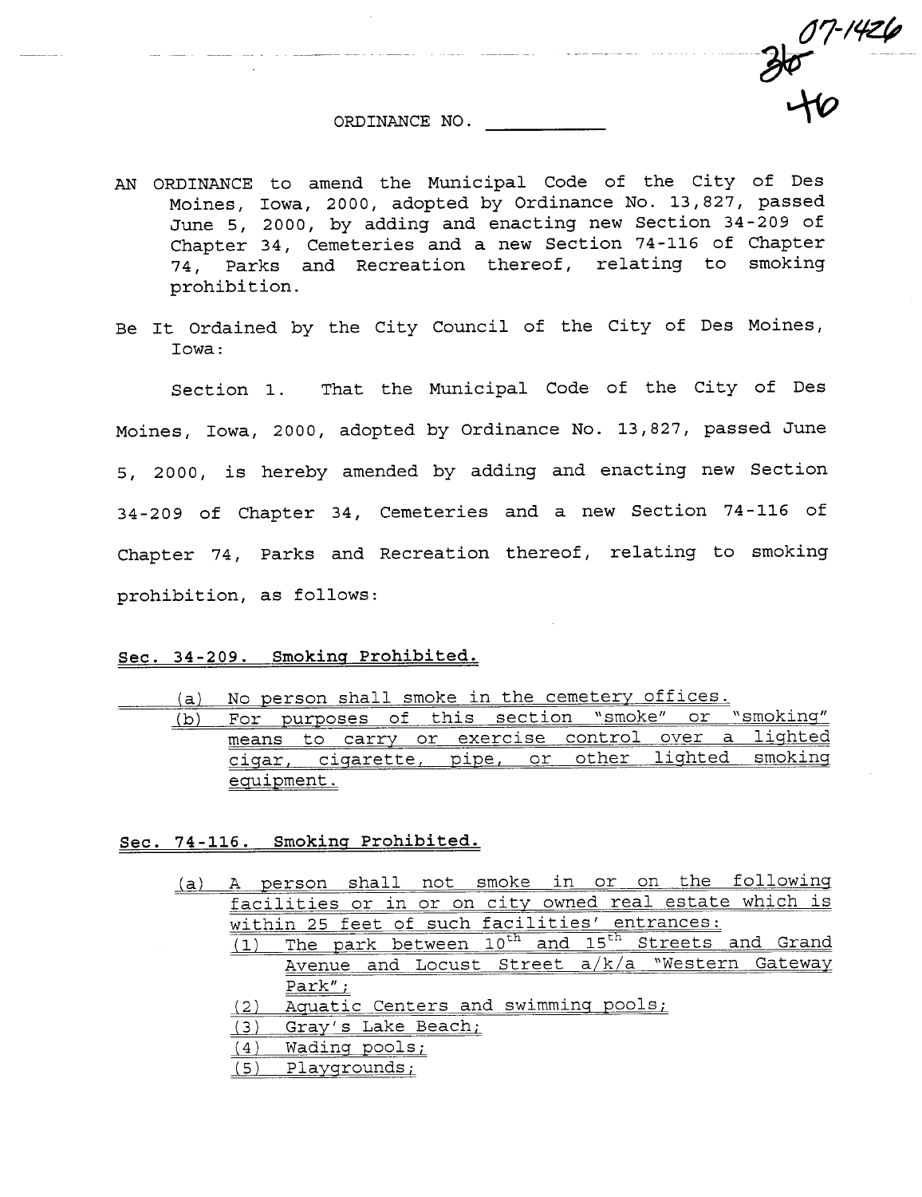07-1426
36
46

ORDINANCE NO. ___________

AN ORDINANCE to amend the Municipal Code of the City of Des Moines, Iowa, 2000, adopted by Ordinance No. 13,827, passed June 5, 2000, by adding and enacting new Section 34-209 of Chapter 34, Cemeteries and a new Section 74-116 of Chapter 74, Parks and Recreation thereof, relating to smoking prohibition.

Be It Ordained by the City Council of the City of Des Moines, Iowa:

Section 1. That the Municipal Code of the City of Des Moines, Iowa, 2000, adopted by Ordinance No. 13,827, passed June 5, 2000, is hereby amended by adding and enacting new Section 34-209 of Chapter 34, Cemeteries and a new Section 74-116 of Chapter 74, Parks and Recreation thereof, relating to smoking prohibition, as follows:

**Sec. 34-209. Smoking Prohibited.**

(a) No person shall smoke in the cemetery offices.

(b) For purposes of this section "smoke" or "smoking" means to carry or exercise control over a lighted cigar, cigarette, pipe, or other lighted smoking equipment.

**Sec. 74-116. Smoking Prohibited.**

(a) A person shall not smoke in or on the following facilities or in or on city owned real estate which is within 25 feet of such facilities' entrances:

(1) The park between 10th and 15th Streets and Grand Avenue and Locust Street a/k/a "Western Gateway Park";

(2) Aquatic Centers and swimming pools;

(3) Gray's Lake Beach;

(4) Wading pools;

(5) Playgrounds;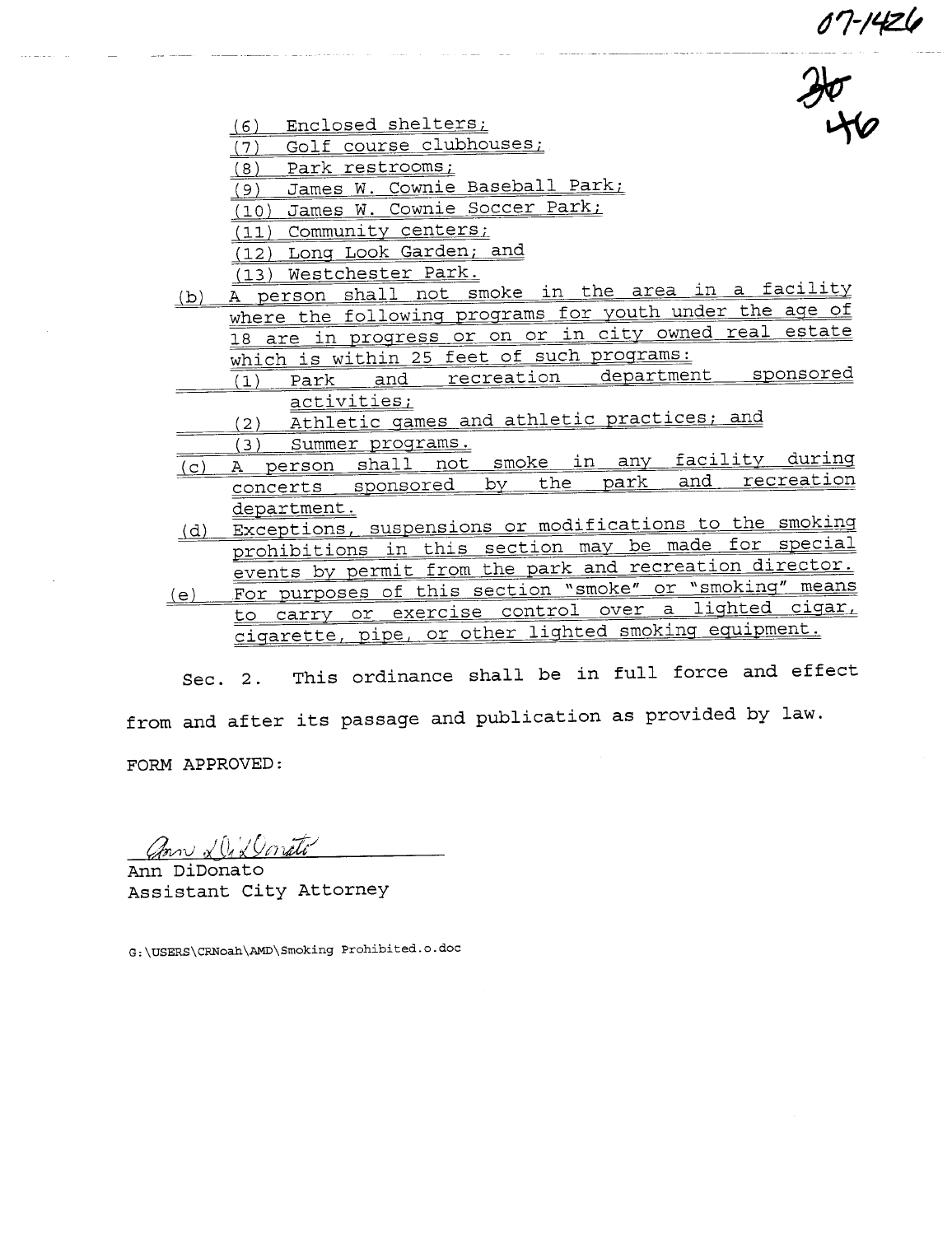07-1426

~~36~~
46

(6) Enclosed shelters;
(7) Golf course clubhouses;
(8) Park restrooms;
(9) James W. Cownie Baseball Park;
(10) James W. Cownie Soccer Park;
(11) Community centers;
(12) Long Look Garden; and
(13) Westchester Park.

(b) A person shall not smoke in the area in a facility where the following programs for youth under the age of 18 are in progress or on or in city owned real estate which is within 25 feet of such programs:
(1) Park and recreation department sponsored activities;
(2) Athletic games and athletic practices; and
(3) Summer programs.

(c) A person shall not smoke in any facility during concerts sponsored by the park and recreation department.

(d) Exceptions, suspensions or modifications to the smoking prohibitions in this section may be made for special events by permit from the park and recreation director.

(e) For purposes of this section "smoke" or "smoking" means to carry or exercise control over a lighted cigar, cigarette, pipe, or other lighted smoking equipment.

Sec. 2. This ordinance shall be in full force and effect from and after its passage and publication as provided by law.

FORM APPROVED:

Ann DiDonato
Ann DiDonato
Assistant City Attorney

G:\USERS\CRNoah\AMD\Smoking Prohibited.o.doc